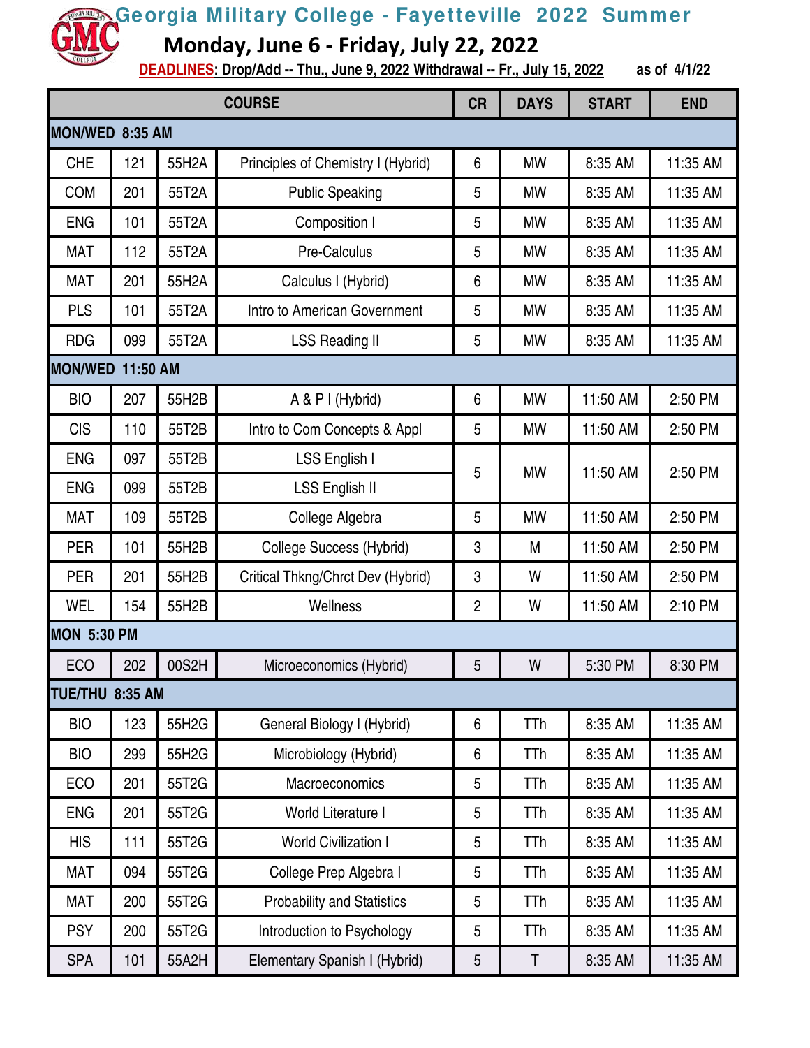# Georgia Military College - Fayetteville 2022 Summer

## Monday, June 6 - Friday, July 22, 2022

**DEADLINES: Drop/Add -- Thu., June 9, 2022 Withdrawal -- Fr., July 15, 2022** as of 4/1/22

| COURSE | | | | CR | DAYS | START | END |
|---|---|---|---|---|---|---|---|
| **MON/WED 8:35 AM** | | | | | | | |
| CHE | 121 | 55H2A | Principles of Chemistry I (Hybrid) | 6 | MW | 8:35 AM | 11:35 AM |
| COM | 201 | 55T2A | Public Speaking | 5 | MW | 8:35 AM | 11:35 AM |
| ENG | 101 | 55T2A | Composition I | 5 | MW | 8:35 AM | 11:35 AM |
| MAT | 112 | 55T2A | Pre-Calculus | 5 | MW | 8:35 AM | 11:35 AM |
| MAT | 201 | 55H2A | Calculus I (Hybrid) | 6 | MW | 8:35 AM | 11:35 AM |
| PLS | 101 | 55T2A | Intro to American Government | 5 | MW | 8:35 AM | 11:35 AM |
| RDG | 099 | 55T2A | LSS Reading II | 5 | MW | 8:35 AM | 11:35 AM |
| **MON/WED 11:50 AM** | | | | | | | |
| BIO | 207 | 55H2B | A & P I (Hybrid) | 6 | MW | 11:50 AM | 2:50 PM |
| CIS | 110 | 55T2B | Intro to Com Concepts & Appl | 5 | MW | 11:50 AM | 2:50 PM |
| ENG | 097 | 55T2B | LSS English I | 5 | MW | 11:50 AM | 2:50 PM |
| ENG | 099 | 55T2B | LSS English II | | | | |
| MAT | 109 | 55T2B | College Algebra | 5 | MW | 11:50 AM | 2:50 PM |
| PER | 101 | 55H2B | College Success (Hybrid) | 3 | M | 11:50 AM | 2:50 PM |
| PER | 201 | 55H2B | Critical Thkng/Chrct Dev (Hybrid) | 3 | W | 11:50 AM | 2:50 PM |
| WEL | 154 | 55H2B | Wellness | 2 | W | 11:50 AM | 2:10 PM |
| **MON 5:30 PM** | | | | | | | |
| ECO | 202 | 00S2H | Microeconomics (Hybrid) | 5 | W | 5:30 PM | 8:30 PM |
| **TUE/THU 8:35 AM** | | | | | | | |
| BIO | 123 | 55H2G | General Biology I (Hybrid) | 6 | TTh | 8:35 AM | 11:35 AM |
| BIO | 299 | 55H2G | Microbiology (Hybrid) | 6 | TTh | 8:35 AM | 11:35 AM |
| ECO | 201 | 55T2G | Macroeconomics | 5 | TTh | 8:35 AM | 11:35 AM |
| ENG | 201 | 55T2G | World Literature I | 5 | TTh | 8:35 AM | 11:35 AM |
| HIS | 111 | 55T2G | World Civilization I | 5 | TTh | 8:35 AM | 11:35 AM |
| MAT | 094 | 55T2G | College Prep Algebra I | 5 | TTh | 8:35 AM | 11:35 AM |
| MAT | 200 | 55T2G | Probability and Statistics | 5 | TTh | 8:35 AM | 11:35 AM |
| PSY | 200 | 55T2G | Introduction to Psychology | 5 | TTh | 8:35 AM | 11:35 AM |
| SPA | 101 | 55A2H | Elementary Spanish I (Hybrid) | 5 | T | 8:35 AM | 11:35 AM |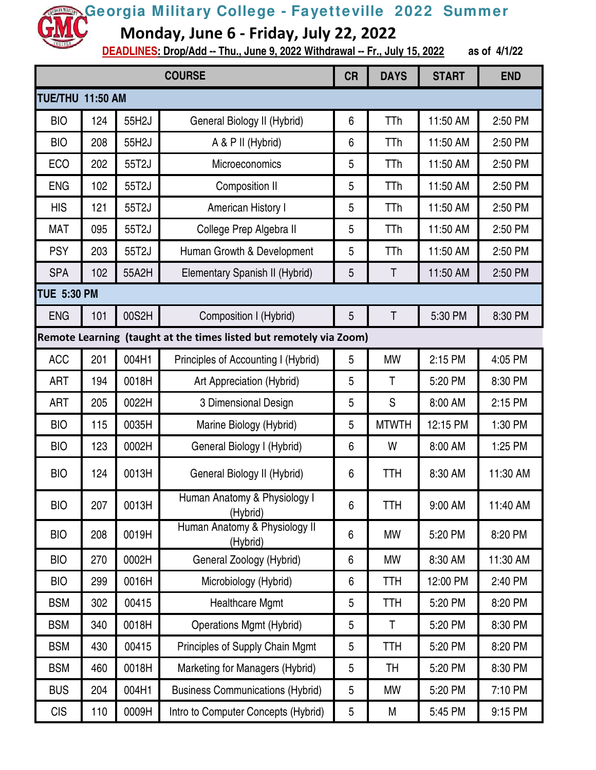# Georgia Military College - Fayetteville 2022 Summer

## Monday, June 6 - Friday, July 22, 2022

**DEADLINES: Drop/Add -- Thu., June 9, 2022 Withdrawal -- Fr., July 15, 2022** as of 4/1/22

| COURSE | | | | CR | DAYS | START | END |
|---|---|---|---|---|---|---|---|
| **TUE/THU 11:50 AM** | | | | | | | |
| BIO | 124 | 55H2J | General Biology II (Hybrid) | 6 | TTh | 11:50 AM | 2:50 PM |
| BIO | 208 | 55H2J | A & P II (Hybrid) | 6 | TTh | 11:50 AM | 2:50 PM |
| ECO | 202 | 55T2J | Microeconomics | 5 | TTh | 11:50 AM | 2:50 PM |
| ENG | 102 | 55T2J | Composition II | 5 | TTh | 11:50 AM | 2:50 PM |
| HIS | 121 | 55T2J | American History I | 5 | TTh | 11:50 AM | 2:50 PM |
| MAT | 095 | 55T2J | College Prep Algebra II | 5 | TTh | 11:50 AM | 2:50 PM |
| PSY | 203 | 55T2J | Human Growth & Development | 5 | TTh | 11:50 AM | 2:50 PM |
| SPA | 102 | 55A2H | Elementary Spanish II (Hybrid) | 5 | T | 11:50 AM | 2:50 PM |
| **TUE 5:30 PM** | | | | | | | |
| ENG | 101 | 00S2H | Composition I (Hybrid) | 5 | T | 5:30 PM | 8:30 PM |
| **Remote Learning (taught at the times listed but remotely via Zoom)** | | | | | | | |
| ACC | 201 | 004H1 | Principles of Accounting I (Hybrid) | 5 | MW | 2:15 PM | 4:05 PM |
| ART | 194 | 0018H | Art Appreciation (Hybrid) | 5 | T | 5:20 PM | 8:30 PM |
| ART | 205 | 0022H | 3 Dimensional Design | 5 | S | 8:00 AM | 2:15 PM |
| BIO | 115 | 0035H | Marine Biology (Hybrid) | 5 | MTWTH | 12:15 PM | 1:30 PM |
| BIO | 123 | 0002H | General Biology I (Hybrid) | 6 | W | 8:00 AM | 1:25 PM |
| BIO | 124 | 0013H | General Biology II (Hybrid) | 6 | TTH | 8:30 AM | 11:30 AM |
| BIO | 207 | 0013H | Human Anatomy & Physiology I (Hybrid) | 6 | TTH | 9:00 AM | 11:40 AM |
| BIO | 208 | 0019H | Human Anatomy & Physiology II (Hybrid) | 6 | MW | 5:20 PM | 8:20 PM |
| BIO | 270 | 0002H | General Zoology (Hybrid) | 6 | MW | 8:30 AM | 11:30 AM |
| BIO | 299 | 0016H | Microbiology (Hybrid) | 6 | TTH | 12:00 PM | 2:40 PM |
| BSM | 302 | 00415 | Healthcare Mgmt | 5 | TTH | 5:20 PM | 8:20 PM |
| BSM | 340 | 0018H | Operations Mgmt (Hybrid) | 5 | T | 5:20 PM | 8:30 PM |
| BSM | 430 | 00415 | Principles of Supply Chain Mgmt | 5 | TTH | 5:20 PM | 8:20 PM |
| BSM | 460 | 0018H | Marketing for Managers (Hybrid) | 5 | TH | 5:20 PM | 8:30 PM |
| BUS | 204 | 004H1 | Business Communications (Hybrid) | 5 | MW | 5:20 PM | 7:10 PM |
| CIS | 110 | 0009H | Intro to Computer Concepts (Hybrid) | 5 | M | 5:45 PM | 9:15 PM |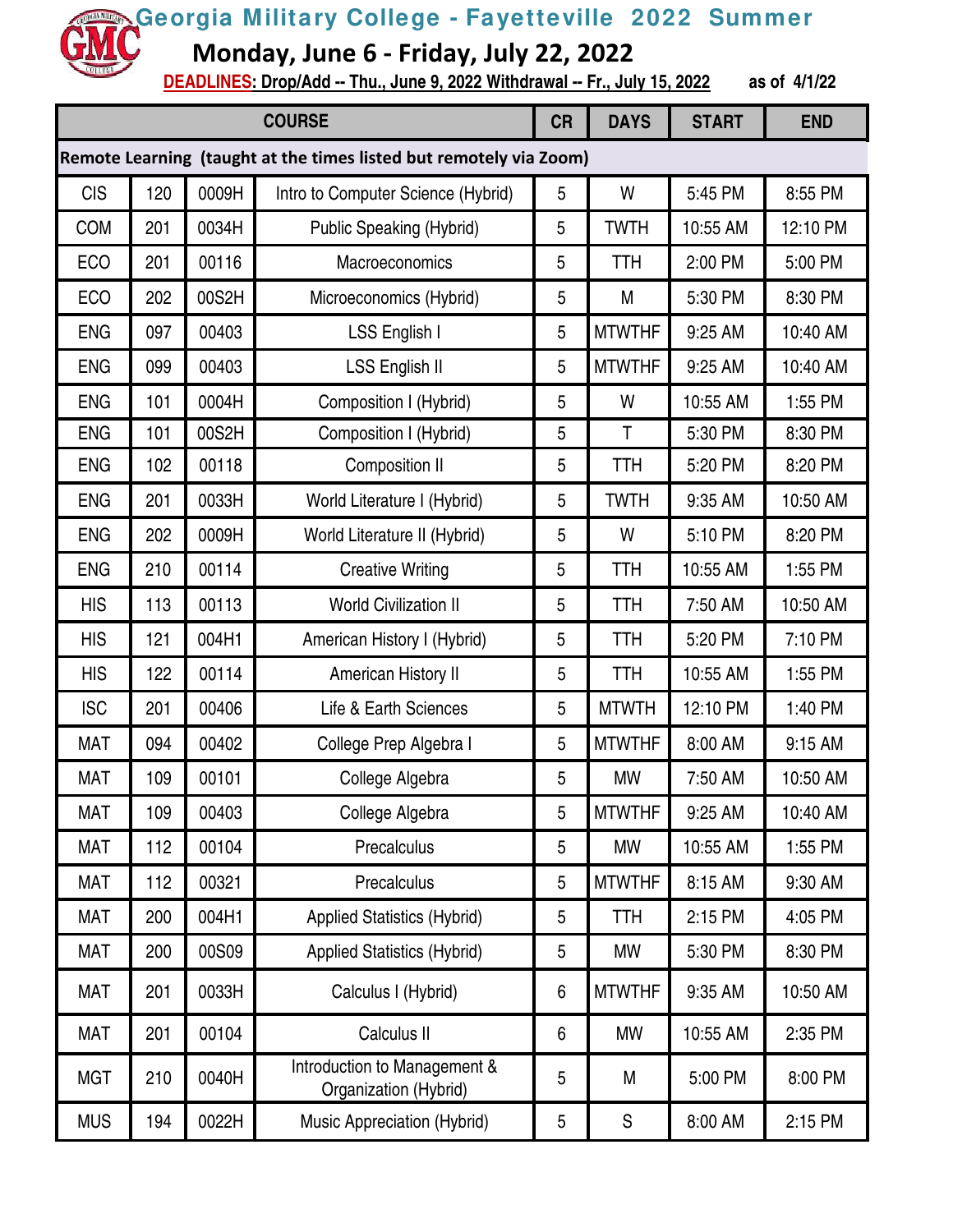# Georgia Military College - Fayetteville 2022 Summer

## Monday, June 6 - Friday, July 22, 2022

**DEADLINES: Drop/Add -- Thu., June 9, 2022 Withdrawal -- Fr., July 15, 2022** as of 4/1/22

| COURSE | | | | CR | DAYS | START | END |
|---|---|---|---|---|---|---|---|
| **Remote Learning (taught at the times listed but remotely via Zoom)** | | | | | | | |
| CIS | 120 | 0009H | Intro to Computer Science (Hybrid) | 5 | W | 5:45 PM | 8:55 PM |
| COM | 201 | 0034H | Public Speaking (Hybrid) | 5 | TWTH | 10:55 AM | 12:10 PM |
| ECO | 201 | 00116 | Macroeconomics | 5 | TTH | 2:00 PM | 5:00 PM |
| ECO | 202 | 00S2H | Microeconomics (Hybrid) | 5 | M | 5:30 PM | 8:30 PM |
| ENG | 097 | 00403 | LSS English I | 5 | MTWTHF | 9:25 AM | 10:40 AM |
| ENG | 099 | 00403 | LSS English II | 5 | MTWTHF | 9:25 AM | 10:40 AM |
| ENG | 101 | 0004H | Composition I (Hybrid) | 5 | W | 10:55 AM | 1:55 PM |
| ENG | 101 | 00S2H | Composition I (Hybrid) | 5 | T | 5:30 PM | 8:30 PM |
| ENG | 102 | 00118 | Composition II | 5 | TTH | 5:20 PM | 8:20 PM |
| ENG | 201 | 0033H | World Literature I (Hybrid) | 5 | TWTH | 9:35 AM | 10:50 AM |
| ENG | 202 | 0009H | World Literature II (Hybrid) | 5 | W | 5:10 PM | 8:20 PM |
| ENG | 210 | 00114 | Creative Writing | 5 | TTH | 10:55 AM | 1:55 PM |
| HIS | 113 | 00113 | World Civilization II | 5 | TTH | 7:50 AM | 10:50 AM |
| HIS | 121 | 004H1 | American History I (Hybrid) | 5 | TTH | 5:20 PM | 7:10 PM |
| HIS | 122 | 00114 | American History II | 5 | TTH | 10:55 AM | 1:55 PM |
| ISC | 201 | 00406 | Life & Earth Sciences | 5 | MTWTH | 12:10 PM | 1:40 PM |
| MAT | 094 | 00402 | College Prep Algebra I | 5 | MTWTHF | 8:00 AM | 9:15 AM |
| MAT | 109 | 00101 | College Algebra | 5 | MW | 7:50 AM | 10:50 AM |
| MAT | 109 | 00403 | College Algebra | 5 | MTWTHF | 9:25 AM | 10:40 AM |
| MAT | 112 | 00104 | Precalculus | 5 | MW | 10:55 AM | 1:55 PM |
| MAT | 112 | 00321 | Precalculus | 5 | MTWTHF | 8:15 AM | 9:30 AM |
| MAT | 200 | 004H1 | Applied Statistics (Hybrid) | 5 | TTH | 2:15 PM | 4:05 PM |
| MAT | 200 | 00S09 | Applied Statistics (Hybrid) | 5 | MW | 5:30 PM | 8:30 PM |
| MAT | 201 | 0033H | Calculus I (Hybrid) | 6 | MTWTHF | 9:35 AM | 10:50 AM |
| MAT | 201 | 00104 | Calculus II | 6 | MW | 10:55 AM | 2:35 PM |
| MGT | 210 | 0040H | Introduction to Management & Organization (Hybrid) | 5 | M | 5:00 PM | 8:00 PM |
| MUS | 194 | 0022H | Music Appreciation (Hybrid) | 5 | S | 8:00 AM | 2:15 PM |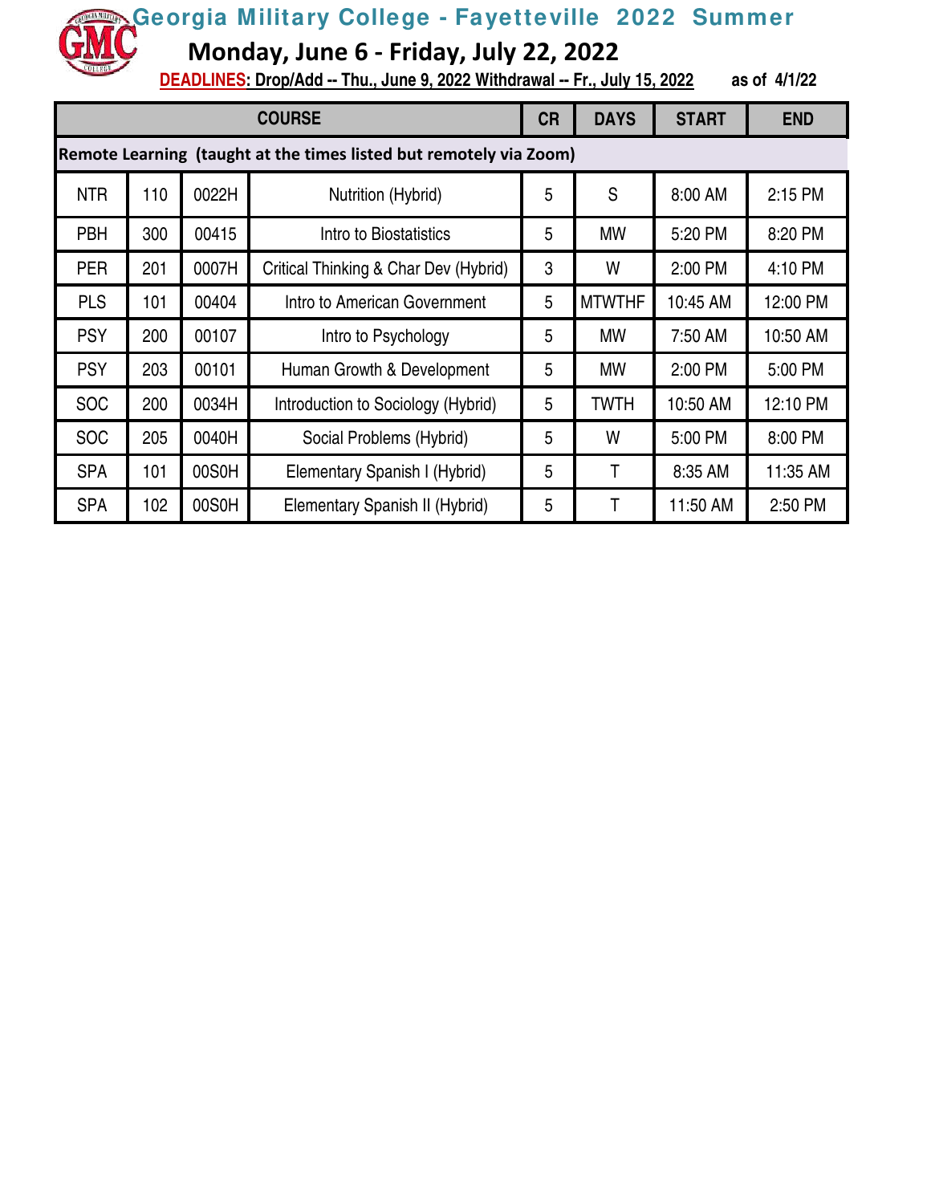# Georgia Military College - Fayetteville 2022 Summer

## Monday, June 6 - Friday, July 22, 2022

**DEADLINES: Drop/Add -- Thu., June 9, 2022 Withdrawal -- Fr., July 15, 2022** as of 4/1/22

| COURSE | | | | CR | DAYS | START | END |
|---|---|---|---|---|---|---|---|
| **Remote Learning (taught at the times listed but remotely via Zoom)** | | | | | | | |
| NTR | 110 | 0022H | Nutrition (Hybrid) | 5 | S | 8:00 AM | 2:15 PM |
| PBH | 300 | 00415 | Intro to Biostatistics | 5 | MW | 5:20 PM | 8:20 PM |
| PER | 201 | 0007H | Critical Thinking & Char Dev (Hybrid) | 3 | W | 2:00 PM | 4:10 PM |
| PLS | 101 | 00404 | Intro to American Government | 5 | MTWTHF | 10:45 AM | 12:00 PM |
| PSY | 200 | 00107 | Intro to Psychology | 5 | MW | 7:50 AM | 10:50 AM |
| PSY | 203 | 00101 | Human Growth & Development | 5 | MW | 2:00 PM | 5:00 PM |
| SOC | 200 | 0034H | Introduction to Sociology (Hybrid) | 5 | TWTH | 10:50 AM | 12:10 PM |
| SOC | 205 | 0040H | Social Problems (Hybrid) | 5 | W | 5:00 PM | 8:00 PM |
| SPA | 101 | 00S0H | Elementary Spanish I (Hybrid) | 5 | T | 8:35 AM | 11:35 AM |
| SPA | 102 | 00S0H | Elementary Spanish II (Hybrid) | 5 | T | 11:50 AM | 2:50 PM |